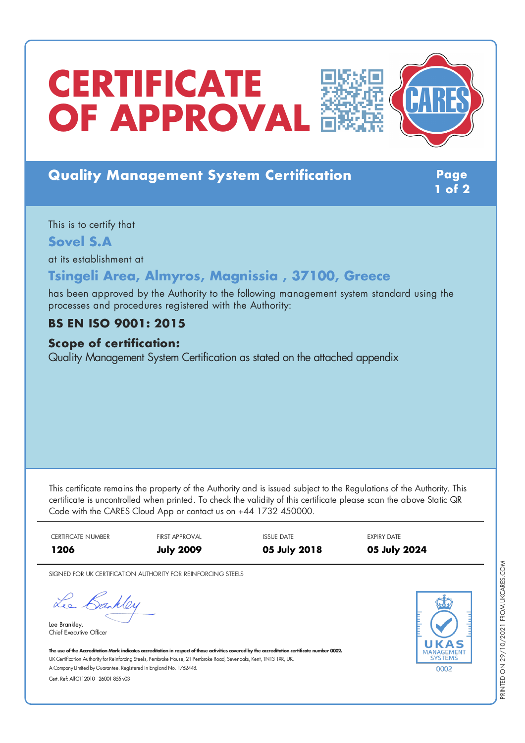# CERTIFICATE OF APPROVAL

CARES

## Quality Management System Certification

This is to certify that

**Sovel S.A**

at its establishment at

**Tsingeli Area, Almyros, Magnissia , 37100, Greece**

has been approved by the Authority to the following management system standard using the processes and procedures registered with the Authority:

**BS EN ISO 9001: 2015**

**Scope of certification:**

Quality Management System Certification as stated on the attached appendix

This certificate remains the property of the Authority and is issued subject to the Regulations of the Authority. This certificate is uncontrolled when printed. To check the validity of this certificate please scan the above Static QR Code with the CARES Cloud App or contact us on +44 1732 450000.

| CERTIFICATE NUMBER | FIRST APPROVAL | ISSUE DATE | EXPIRY DATE |
| --- | --- | --- | --- |
| **1206** | **July 2009** | **05 July 2018** | **05 July 2024** |

SIGNED FOR UK CERTIFICATION AUTHORITY FOR REINFORCING STEELS

Lee Brankley,
Chief Executive Officer

**The use of the Accreditation Mark indicates accreditation in respect of those activities covered by the accreditation certificate number 0002.**

UK Certification Authority for Reinforcing Steels, Pembroke House, 21 Pembroke Road, Sevenoaks, Kent, TN13 1XR, UK.

A Company Limited by Guarantee. Registered in England No. 1762448.

Cert. Ref: AIIC112010 26001 855 v03

UKAS MANAGEMENT SYSTEMS 0002

PRINTED ON 29/10/2021 FROM UKCARES.COM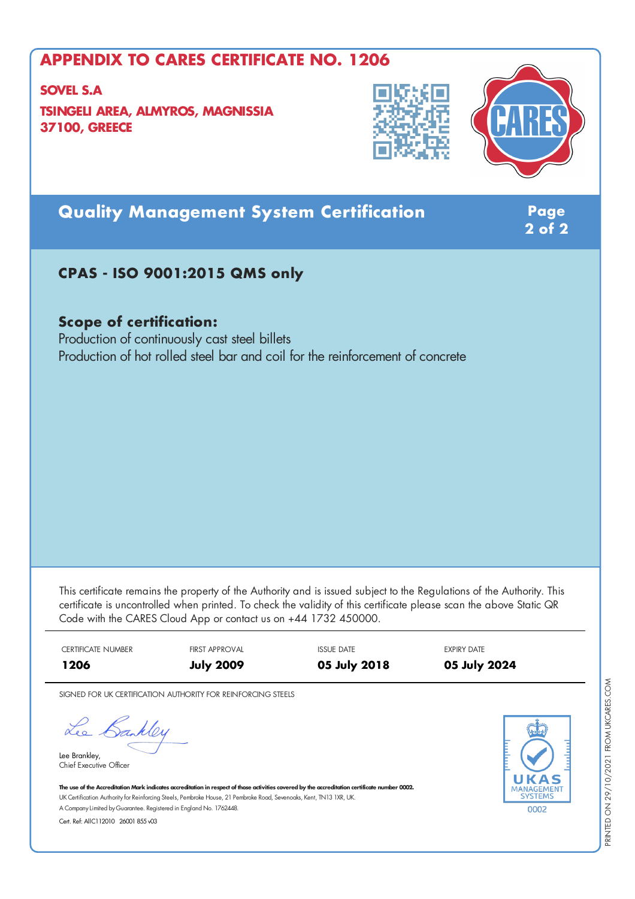# APPENDIX TO CARES CERTIFICATE NO. 1206

**SOVEL S.A**
**TSINGELI AREA, ALMYROS, MAGNISSIA**
**37100, GREECE**

CARES

## Quality Management System Certification

### CPAS - ISO 9001:2015 QMS only

### Scope of certification:

Production of continuously cast steel billets
Production of hot rolled steel bar and coil for the reinforcement of concrete

This certificate remains the property of the Authority and is issued subject to the Regulations of the Authority. This certificate is uncontrolled when printed. To check the validity of this certificate please scan the above Static QR Code with the CARES Cloud App or contact us on +44 1732 450000.

| CERTIFICATE NUMBER | FIRST APPROVAL | ISSUE DATE | EXPIRY DATE |
| --- | --- | --- | --- |
| **1206** | **July 2009** | **05 July 2018** | **05 July 2024** |

SIGNED FOR UK CERTIFICATION AUTHORITY FOR REINFORCING STEELS

Lee Brankley,
Chief Executive Officer

**The use of the Accreditation Mark indicates accreditation in respect of those activities covered by the accreditation certificate number 0002.**
UK Certification Authority for Reinforcing Steels, Pembroke House, 21 Pembroke Road, Sevenoaks, Kent, TN13 1XR, UK.
A Company Limited by Guarantee. Registered in England No. 1762448.
Cert. Ref: AIIC112010 26001 855 v03

UKAS MANAGEMENT SYSTEMS
0002

PRINTED ON 29/10/2021 FROM UKCARES.COM